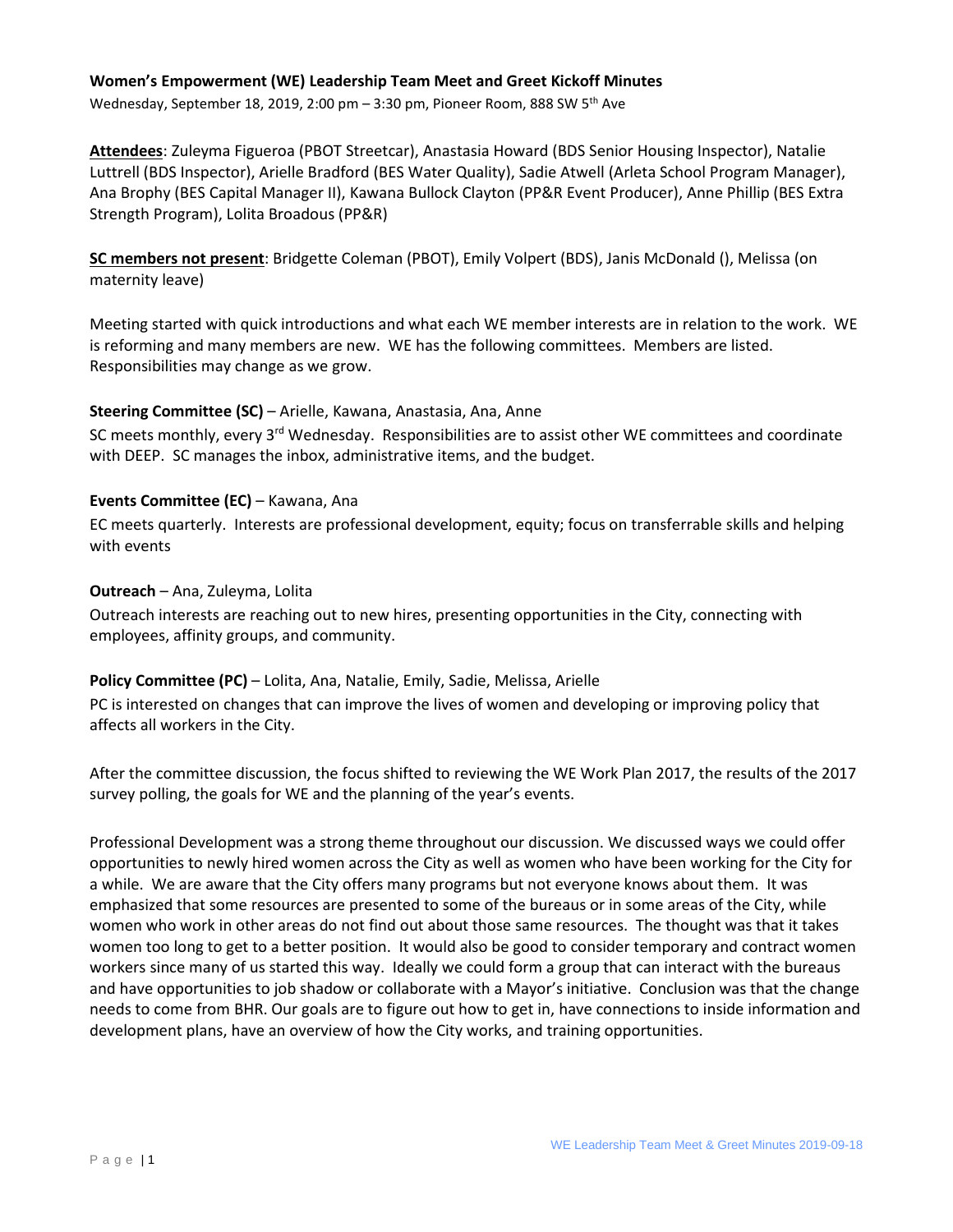**Women's Empowerment (WE) Leadership Team Meet and Greet Kickoff Minutes**

Wednesday, September 18, 2019, 2:00 pm – 3:30 pm, Pioneer Room, 888 SW 5th Ave

**Attendees**: Zuleyma Figueroa (PBOT Streetcar), Anastasia Howard (BDS Senior Housing Inspector), Natalie Luttrell (BDS Inspector), Arielle Bradford (BES Water Quality), Sadie Atwell (Arleta School Program Manager), Ana Brophy (BES Capital Manager II), Kawana Bullock Clayton (PP&R Event Producer), Anne Phillip (BES Extra Strength Program), Lolita Broadous (PP&R)

**SC members not present**: Bridgette Coleman (PBOT), Emily Volpert (BDS), Janis McDonald (), Melissa (on maternity leave)

Meeting started with quick introductions and what each WE member interests are in relation to the work. WE is reforming and many members are new. WE has the following committees. Members are listed. Responsibilities may change as we grow.

**Steering Committee (SC)** – Arielle, Kawana, Anastasia, Ana, Anne

SC meets monthly, every 3rd Wednesday. Responsibilities are to assist other WE committees and coordinate with DEEP. SC manages the inbox, administrative items, and the budget.

**Events Committee (EC)** – Kawana, Ana

EC meets quarterly. Interests are professional development, equity; focus on transferrable skills and helping with events

**Outreach** – Ana, Zuleyma, Lolita

Outreach interests are reaching out to new hires, presenting opportunities in the City, connecting with employees, affinity groups, and community.

**Policy Committee (PC)** – Lolita, Ana, Natalie, Emily, Sadie, Melissa, Arielle

PC is interested on changes that can improve the lives of women and developing or improving policy that affects all workers in the City.

After the committee discussion, the focus shifted to reviewing the WE Work Plan 2017, the results of the 2017 survey polling, the goals for WE and the planning of the year's events.

Professional Development was a strong theme throughout our discussion. We discussed ways we could offer opportunities to newly hired women across the City as well as women who have been working for the City for a while. We are aware that the City offers many programs but not everyone knows about them. It was emphasized that some resources are presented to some of the bureaus or in some areas of the City, while women who work in other areas do not find out about those same resources. The thought was that it takes women too long to get to a better position. It would also be good to consider temporary and contract women workers since many of us started this way. Ideally we could form a group that can interact with the bureaus and have opportunities to job shadow or collaborate with a Mayor's initiative. Conclusion was that the change needs to come from BHR. Our goals are to figure out how to get in, have connections to inside information and development plans, have an overview of how the City works, and training opportunities.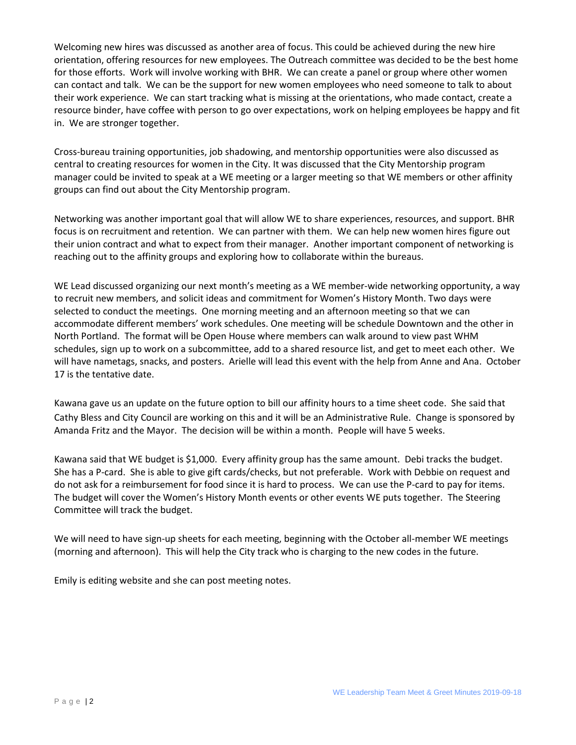Welcoming new hires was discussed as another area of focus. This could be achieved during the new hire orientation, offering resources for new employees. The Outreach committee was decided to be the best home for those efforts. Work will involve working with BHR. We can create a panel or group where other women can contact and talk. We can be the support for new women employees who need someone to talk to about their work experience. We can start tracking what is missing at the orientations, who made contact, create a resource binder, have coffee with person to go over expectations, work on helping employees be happy and fit in. We are stronger together.

Cross-bureau training opportunities, job shadowing, and mentorship opportunities were also discussed as central to creating resources for women in the City. It was discussed that the City Mentorship program manager could be invited to speak at a WE meeting or a larger meeting so that WE members or other affinity groups can find out about the City Mentorship program.

Networking was another important goal that will allow WE to share experiences, resources, and support. BHR focus is on recruitment and retention. We can partner with them. We can help new women hires figure out their union contract and what to expect from their manager. Another important component of networking is reaching out to the affinity groups and exploring how to collaborate within the bureaus.

WE Lead discussed organizing our next month's meeting as a WE member-wide networking opportunity, a way to recruit new members, and solicit ideas and commitment for Women's History Month. Two days were selected to conduct the meetings. One morning meeting and an afternoon meeting so that we can accommodate different members' work schedules. One meeting will be schedule Downtown and the other in North Portland. The format will be Open House where members can walk around to view past WHM schedules, sign up to work on a subcommittee, add to a shared resource list, and get to meet each other. We will have nametags, snacks, and posters. Arielle will lead this event with the help from Anne and Ana. October 17 is the tentative date.

Kawana gave us an update on the future option to bill our affinity hours to a time sheet code. She said that Cathy Bless and City Council are working on this and it will be an Administrative Rule. Change is sponsored by Amanda Fritz and the Mayor. The decision will be within a month. People will have 5 weeks.

Kawana said that WE budget is $1,000. Every affinity group has the same amount. Debi tracks the budget. She has a P-card. She is able to give gift cards/checks, but not preferable. Work with Debbie on request and do not ask for a reimbursement for food since it is hard to process. We can use the P-card to pay for items. The budget will cover the Women's History Month events or other events WE puts together. The Steering Committee will track the budget.

We will need to have sign-up sheets for each meeting, beginning with the October all-member WE meetings (morning and afternoon). This will help the City track who is charging to the new codes in the future.

Emily is editing website and she can post meeting notes.